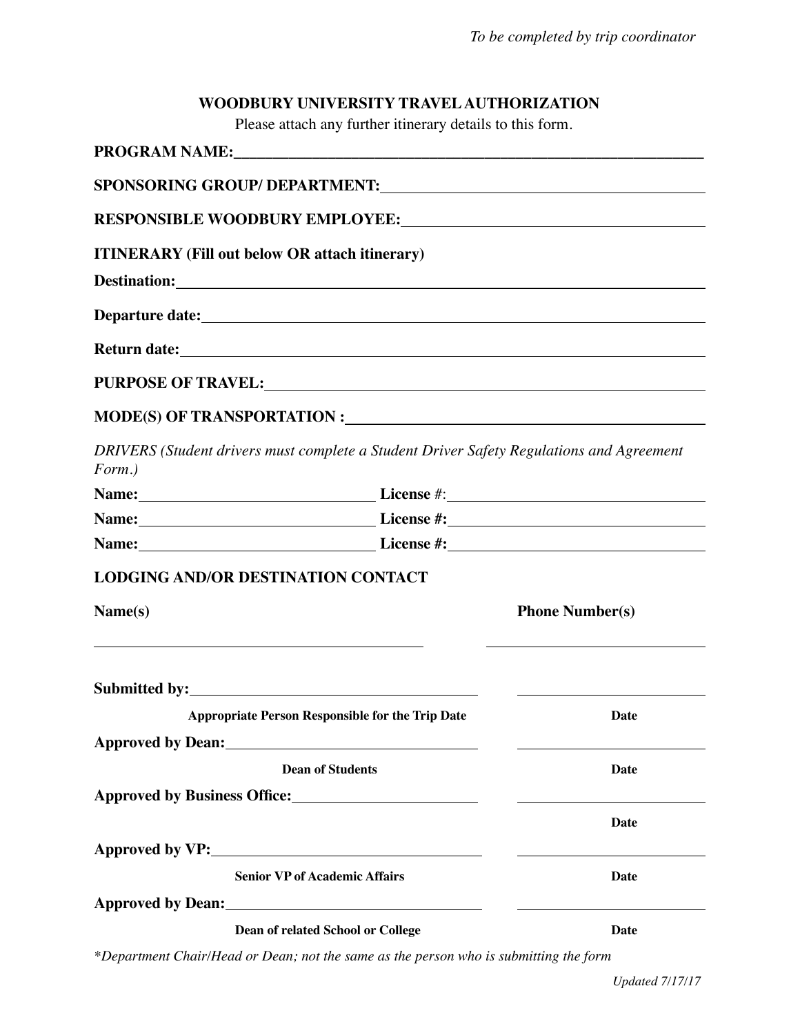*To be completed by trip coordinator*

**WOODBURY UNIVERSITY TRAVEL AUTHORIZATION**

Please attach any further itinerary details to this form.

**PROGRAM NAME:**\_\_\_\_\_\_\_\_\_\_\_\_\_\_\_\_\_\_\_\_\_\_\_\_\_\_\_\_\_\_\_\_\_\_\_\_\_\_\_\_\_\_\_\_\_\_\_\_\_\_\_\_\_\_\_\_\_\_\_\_

**SPONSORING GROUP/ DEPARTMENT:**\_\_\_\_\_\_\_\_\_\_\_\_\_\_\_\_\_\_\_\_\_\_\_\_\_\_\_\_\_\_\_\_\_\_\_\_\_\_\_\_

**RESPONSIBLE WOODBURY EMPLOYEE:**\_\_\_\_\_\_\_\_\_\_\_\_\_\_\_\_\_\_\_\_\_\_\_\_\_\_\_\_\_\_\_\_\_\_\_\_\_\_\_\_

**ITINERARY (Fill out below OR attach itinerary)**

**Destination:**\_\_\_\_\_\_\_\_\_\_\_\_\_\_\_\_\_\_\_\_\_\_\_\_\_\_\_\_\_\_\_\_\_\_\_\_\_\_\_\_\_\_\_\_\_\_\_\_\_\_\_\_\_\_\_\_\_\_\_\_\_\_\_

**Departure date:**\_\_\_\_\_\_\_\_\_\_\_\_\_\_\_\_\_\_\_\_\_\_\_\_\_\_\_\_\_\_\_\_\_\_\_\_\_\_\_\_\_\_\_\_\_\_\_\_\_\_\_\_\_\_\_\_\_\_\_\_\_

**Return date:**\_\_\_\_\_\_\_\_\_\_\_\_\_\_\_\_\_\_\_\_\_\_\_\_\_\_\_\_\_\_\_\_\_\_\_\_\_\_\_\_\_\_\_\_\_\_\_\_\_\_\_\_\_\_\_\_\_\_\_\_\_\_\_\_

**PURPOSE OF TRAVEL:**\_\_\_\_\_\_\_\_\_\_\_\_\_\_\_\_\_\_\_\_\_\_\_\_\_\_\_\_\_\_\_\_\_\_\_\_\_\_\_\_\_\_\_\_\_\_\_\_\_\_\_\_\_\_\_

**MODE(S) OF TRANSPORTATION :**\_\_\_\_\_\_\_\_\_\_\_\_\_\_\_\_\_\_\_\_\_\_\_\_\_\_\_\_\_\_\_\_\_\_\_\_\_\_\_\_\_\_\_\_

*DRIVERS (Student drivers must complete a Student Driver Safety Regulations and Agreement Form.)*

**Name:**\_\_\_\_\_\_\_\_\_\_\_\_\_\_\_\_\_\_\_\_\_\_\_\_\_\_\_\_\_\_ **License #:**\_\_\_\_\_\_\_\_\_\_\_\_\_\_\_\_\_\_\_\_\_\_\_\_\_\_\_\_\_\_\_\_\_

**Name:**\_\_\_\_\_\_\_\_\_\_\_\_\_\_\_\_\_\_\_\_\_\_\_\_\_\_\_\_\_\_ **License #:**\_\_\_\_\_\_\_\_\_\_\_\_\_\_\_\_\_\_\_\_\_\_\_\_\_\_\_\_\_\_\_\_\_

**Name:**\_\_\_\_\_\_\_\_\_\_\_\_\_\_\_\_\_\_\_\_\_\_\_\_\_\_\_\_\_\_ **License #:**\_\_\_\_\_\_\_\_\_\_\_\_\_\_\_\_\_\_\_\_\_\_\_\_\_\_\_\_\_\_\_\_\_

**LODGING AND/OR DESTINATION CONTACT**

| **Name(s)** | **Phone Number(s)** |
|---|---|
| \_\_\_\_\_\_\_\_\_\_\_\_\_\_\_\_\_\_\_\_\_\_\_\_\_\_\_\_\_\_\_\_\_\_\_\_\_\_\_\_\_\_ | \_\_\_\_\_\_\_\_\_\_\_\_\_\_\_\_\_\_\_\_\_\_\_\_\_\_\_\_\_\_ |

**Submitted by:**\_\_\_\_\_\_\_\_\_\_\_\_\_\_\_\_\_\_\_\_\_\_\_\_\_\_\_\_\_\_\_\_\_\_\_\_\_\_ \_\_\_\_\_\_\_\_\_\_\_\_\_\_\_\_\_\_\_\_\_\_\_\_\_\_
**Appropriate Person Responsible for the Trip Date** **Date**

**Approved by Dean:**\_\_\_\_\_\_\_\_\_\_\_\_\_\_\_\_\_\_\_\_\_\_\_\_\_\_\_\_\_\_\_\_\_\_\_ \_\_\_\_\_\_\_\_\_\_\_\_\_\_\_\_\_\_\_\_\_\_\_\_\_\_
**Dean of Students** **Date**

**Approved by Business Office:**\_\_\_\_\_\_\_\_\_\_\_\_\_\_\_\_\_\_\_\_\_\_\_\_ \_\_\_\_\_\_\_\_\_\_\_\_\_\_\_\_\_\_\_\_\_\_\_\_\_\_
**Date**

**Approved by VP:**\_\_\_\_\_\_\_\_\_\_\_\_\_\_\_\_\_\_\_\_\_\_\_\_\_\_\_\_\_\_\_\_\_\_\_\_\_\_ \_\_\_\_\_\_\_\_\_\_\_\_\_\_\_\_\_\_\_\_\_\_\_\_\_\_
**Senior VP of Academic Affairs** **Date**

**Approved by Dean:**\_\_\_\_\_\_\_\_\_\_\_\_\_\_\_\_\_\_\_\_\_\_\_\_\_\_\_\_\_\_\_\_\_\_\_\_ \_\_\_\_\_\_\_\_\_\_\_\_\_\_\_\_\_\_\_\_\_\_\_\_\_\_
**Dean of related School or College** **Date**

*\*Department Chair/Head or Dean; not the same as the person who is submitting the form*

*Updated 7/17/17*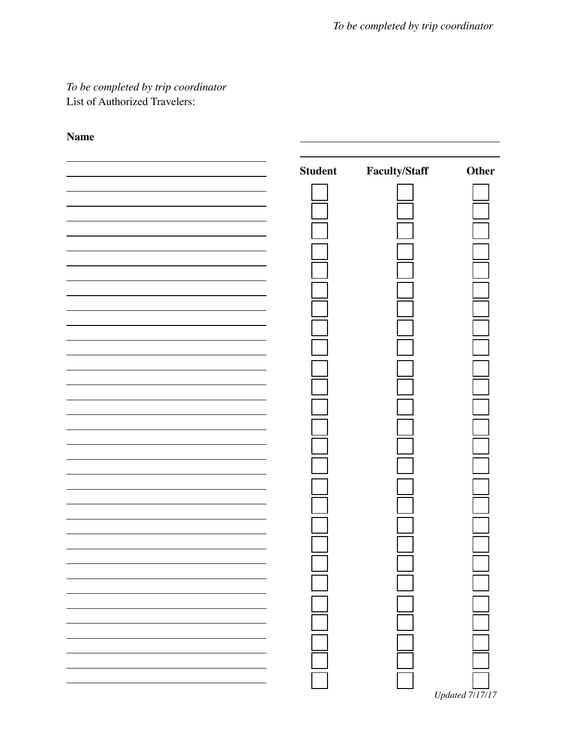*To be completed by trip coordinator*

*To be completed by trip coordinator*

List of Authorized Travelers:

| Name | Student | Faculty/Staff | Other |
|---|---|---|---|
| | ☐ | ☐ | ☐ |
| | ☐ | ☐ | ☐ |
| | ☐ | ☐ | ☐ |
| | ☐ | ☐ | ☐ |
| | ☐ | ☐ | ☐ |
| | ☐ | ☐ | ☐ |
| | ☐ | ☐ | ☐ |
| | ☐ | ☐ | ☐ |
| | ☐ | ☐ | ☐ |
| | ☐ | ☐ | ☐ |
| | ☐ | ☐ | ☐ |
| | ☐ | ☐ | ☐ |
| | ☐ | ☐ | ☐ |
| | ☐ | ☐ | ☐ |
| | ☐ | ☐ | ☐ |
| | ☐ | ☐ | ☐ |
| | ☐ | ☐ | ☐ |
| | ☐ | ☐ | ☐ |
| | ☐ | ☐ | ☐ |
| | ☐ | ☐ | ☐ |
| | ☐ | ☐ | ☐ |
| | ☐ | ☐ | ☐ |
| | ☐ | ☐ | ☐ |
| | ☐ | ☐ | ☐ |
| | ☐ | ☐ | ☐ |
| | ☐ | ☐ | ☐ |

*Updated 7/17/17*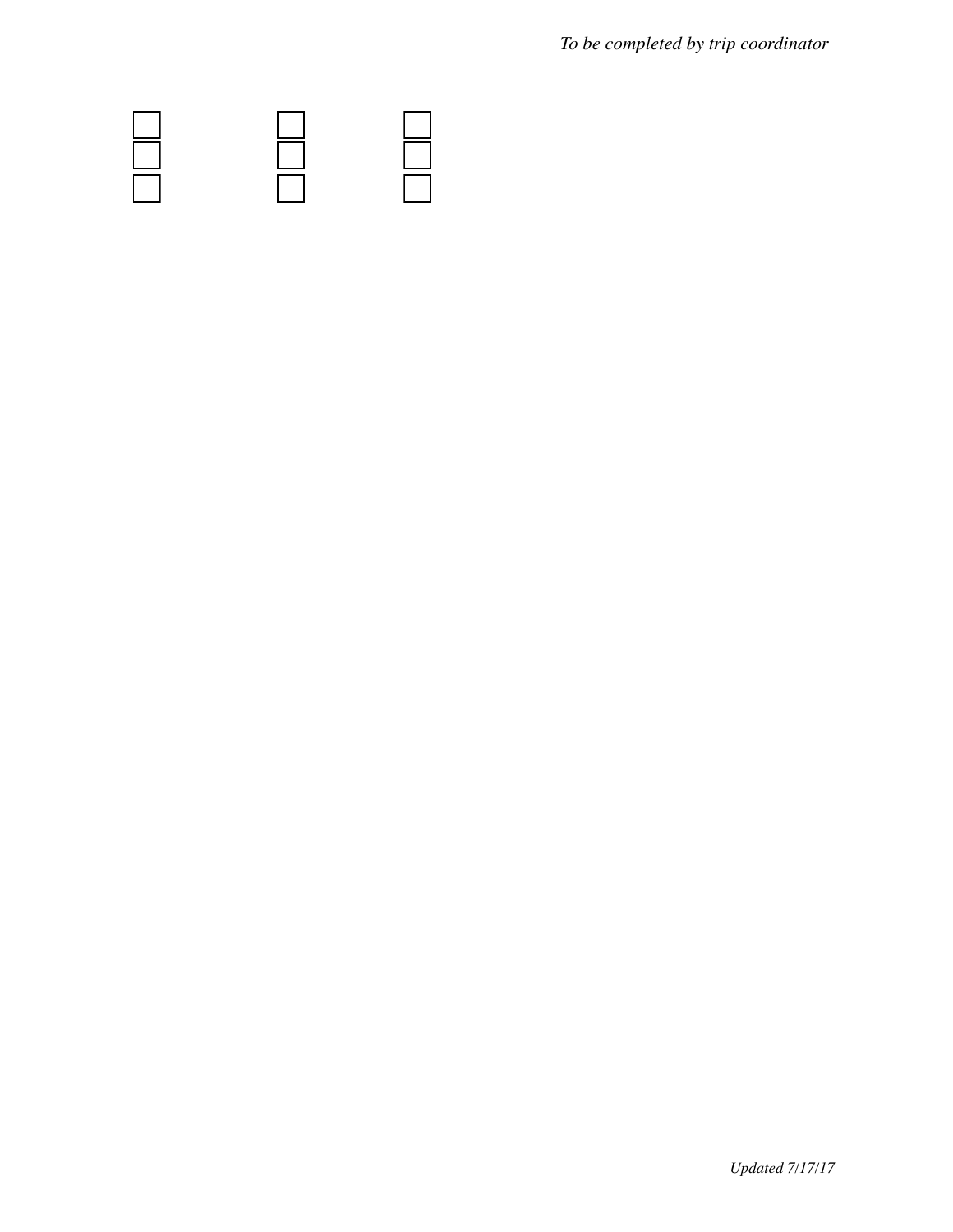*To be completed by trip coordinator*

| | | |
|---|---|---|
| ☐ | ☐ | ☐ |
| ☐ | ☐ | ☐ |
| ☐ | ☐ | ☐ |

*Updated 7/17/17*